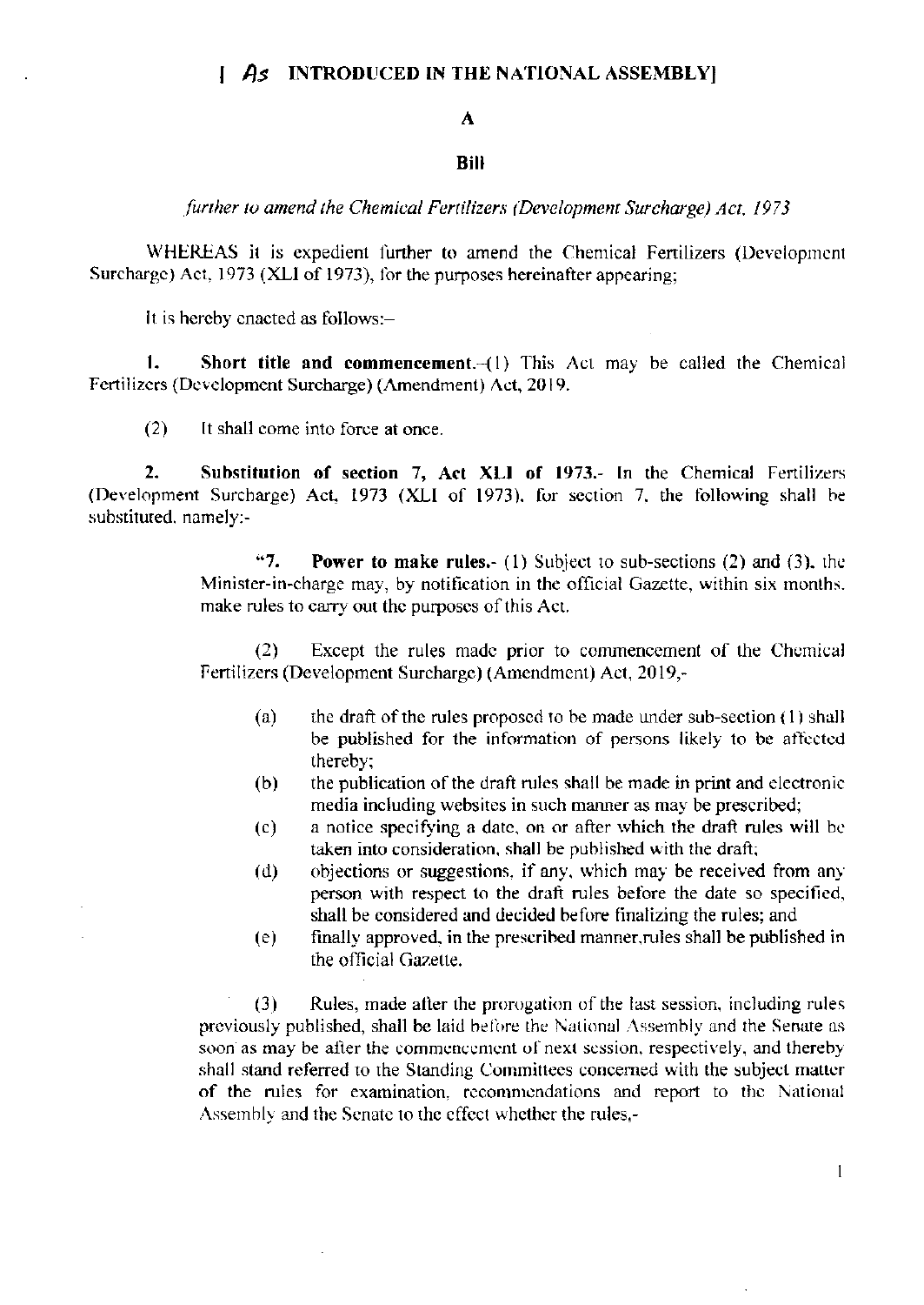**[ As INTRODUCED IN THE NATIONAL ASSEMBLY]**

**A**

**Bill**

*further to amend the Chemical Fertilizers (Development Surcharge) Act, 1973*

WHEREAS it is expedient further to amend the Chemical Fertilizers (Development Surcharge) Act, 1973 (XLI of 1973), for the purposes hereinafter appearing;

It is hereby enacted as follows:–

**1. Short title and commencement.**–(1) This Act may be called the Chemical Fertilizers (Development Surcharge) (Amendment) Act, 2019.

(2) It shall come into force at once.

**2. Substitution of section 7, Act XLI of 1973.**- In the Chemical Fertilizers (Development Surcharge) Act, 1973 (XLI of 1973), for section 7, the following shall be substituted, namely:-

> "**7. Power to make rules.**- (1) Subject to sub-sections (2) and (3), the Minister-in-charge may, by notification in the official Gazette, within six months, make rules to carry out the purposes of this Act.
>
> (2) Except the rules made prior to commencement of the Chemical Fertilizers (Development Surcharge) (Amendment) Act, 2019,-
>
> (a) the draft of the rules proposed to be made under sub-section (1) shall be published for the information of persons likely to be affected thereby;
>
> (b) the publication of the draft rules shall be made in print and electronic media including websites in such manner as may be prescribed;
>
> (c) a notice specifying a date, on or after which the draft rules will be taken into consideration, shall be published with the draft;
>
> (d) objections or suggestions, if any, which may be received from any person with respect to the draft rules before the date so specified, shall be considered and decided before finalizing the rules; and
>
> (e) finally approved, in the prescribed manner,rules shall be published in the official Gazette.
>
> (3) Rules, made after the prorogation of the last session, including rules previously published, shall be laid before the National Assembly and the Senate as soon as may be after the commencement of next session, respectively, and thereby shall stand referred to the Standing Committees concerned with the subject matter of the rules for examination, recommendations and report to the National Assembly and the Senate to the effect whether the rules,-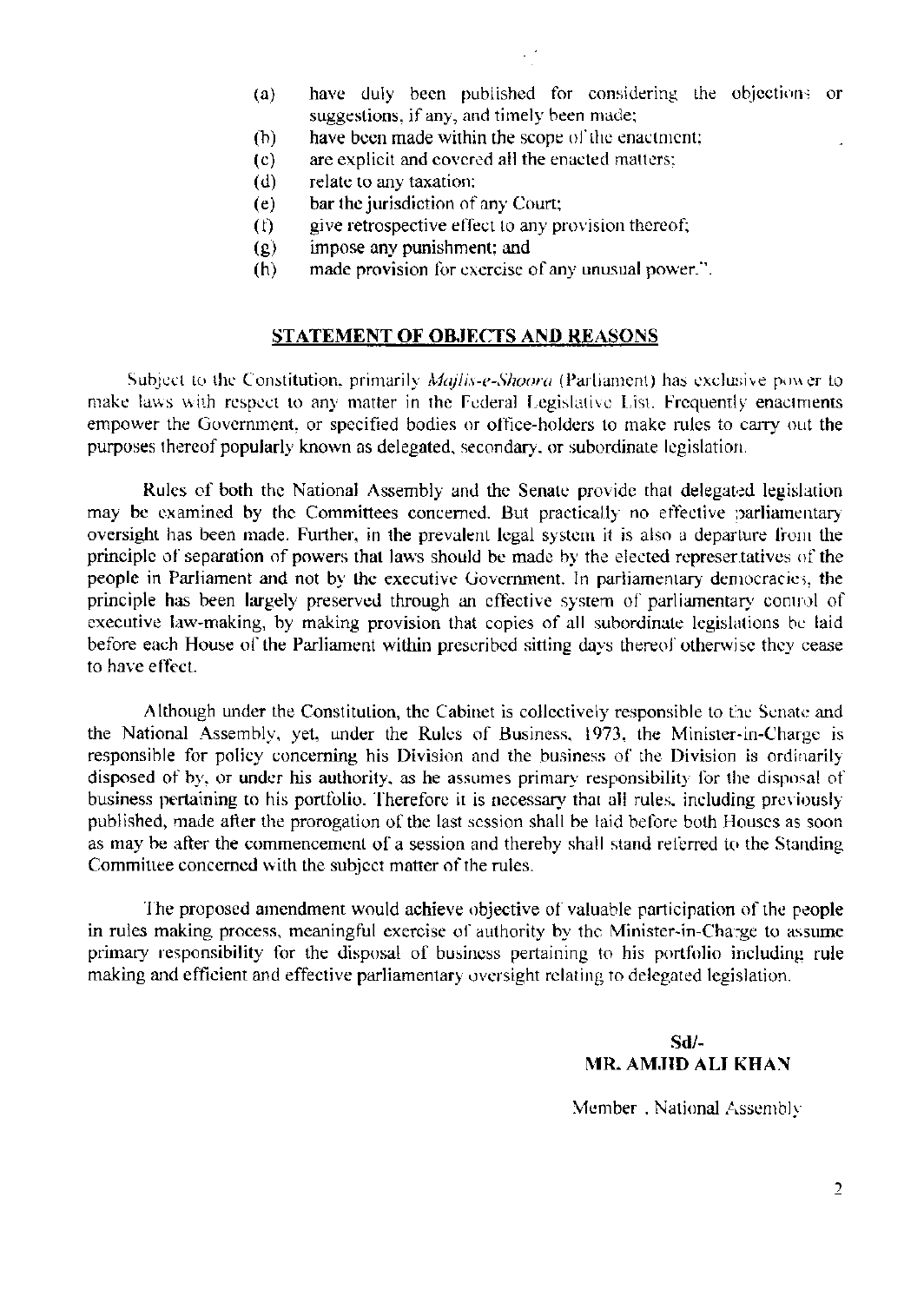(a) have duly been published for considering the objections or suggestions, if any, and timely been made;
(b) have been made within the scope of the enactment;
(c) are explicit and covered all the enacted matters;
(d) relate to any taxation;
(e) bar the jurisdiction of any Court;
(f) give retrospective effect to any provision thereof;
(g) impose any punishment; and
(h) made provision for exercise of any unusual power.".

## STATEMENT OF OBJECTS AND REASONS

Subject to the Constitution, primarily *Majlis-e-Shoora* (Parliament) has exclusive power to make laws with respect to any matter in the Federal Legislative List. Frequently enactments empower the Government, or specified bodies or office-holders to make rules to carry out the purposes thereof popularly known as delegated, secondary, or subordinate legislation.

Rules of both the National Assembly and the Senate provide that delegated legislation may be examined by the Committees concerned. But practically no effective parliamentary oversight has been made. Further, in the prevalent legal system it is also a departure from the principle of separation of powers that laws should be made by the elected representatives of the people in Parliament and not by the executive Government. In parliamentary democracies, the principle has been largely preserved through an effective system of parliamentary control of executive law-making, by making provision that copies of all subordinate legislations be laid before each House of the Parliament within prescribed sitting days thereof otherwise they cease to have effect.

Although under the Constitution, the Cabinet is collectively responsible to the Senate and the National Assembly, yet, under the Rules of Business, 1973, the Minister-in-Charge is responsible for policy concerning his Division and the business of the Division is ordinarily disposed of by, or under his authority, as he assumes primary responsibility for the disposal of business pertaining to his portfolio. Therefore it is necessary that all rules, including previously published, made after the prorogation of the last session shall be laid before both Houses as soon as may be after the commencement of a session and thereby shall stand referred to the Standing Committee concerned with the subject matter of the rules.

The proposed amendment would achieve objective of valuable participation of the people in rules making process, meaningful exercise of authority by the Minister-in-Charge to assume primary responsibility for the disposal of business pertaining to his portfolio including rule making and efficient and effective parliamentary oversight relating to delegated legislation.

**Sd/-**
**MR. AMJID ALI KHAN**

Member , National Assembly